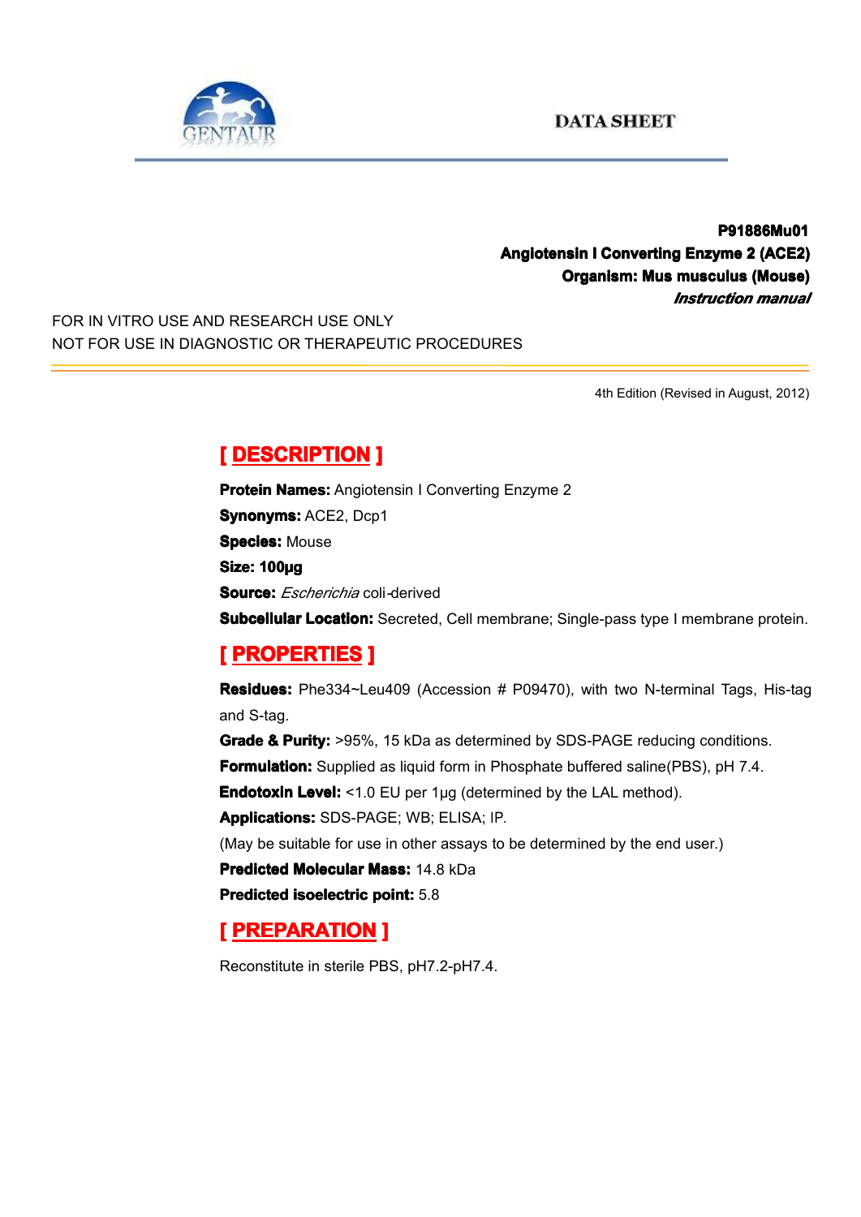GENTAUR

DATA SHEET

**P91886Mu01**
**Angiotensin I Converting Enzyme 2 (ACE2)**
**Organism: Mus musculus (Mouse)**
***Instruction manual***

FOR IN VITRO USE AND RESEARCH USE ONLY
NOT FOR USE IN DIAGNOSTIC OR THERAPEUTIC PROCEDURES

4th Edition (Revised in August, 2012)

## [ DESCRIPTION ]

**Protein Names:** Angiotensin I Converting Enzyme 2
**Synonyms:** ACE2, Dcp1
**Species:** Mouse
**Size: 100µg**
**Source:** *Escherichia* coli-derived
**Subcellular Location:** Secreted, Cell membrane; Single-pass type I membrane protein.

## [ PROPERTIES ]

**Residues:** Phe334~Leu409 (Accession # P09470), with two N-terminal Tags, His-tag and S-tag.
**Grade & Purity:** >95%, 15 kDa as determined by SDS-PAGE reducing conditions.
**Formulation:** Supplied as liquid form in Phosphate buffered saline(PBS), pH 7.4.
**Endotoxin Level:** <1.0 EU per 1µg (determined by the LAL method).
**Applications:** SDS-PAGE; WB; ELISA; IP.
(May be suitable for use in other assays to be determined by the end user.)
**Predicted Molecular Mass:** 14.8 kDa
**Predicted isoelectric point:** 5.8

## [ PREPARATION ]

Reconstitute in sterile PBS, pH7.2-pH7.4.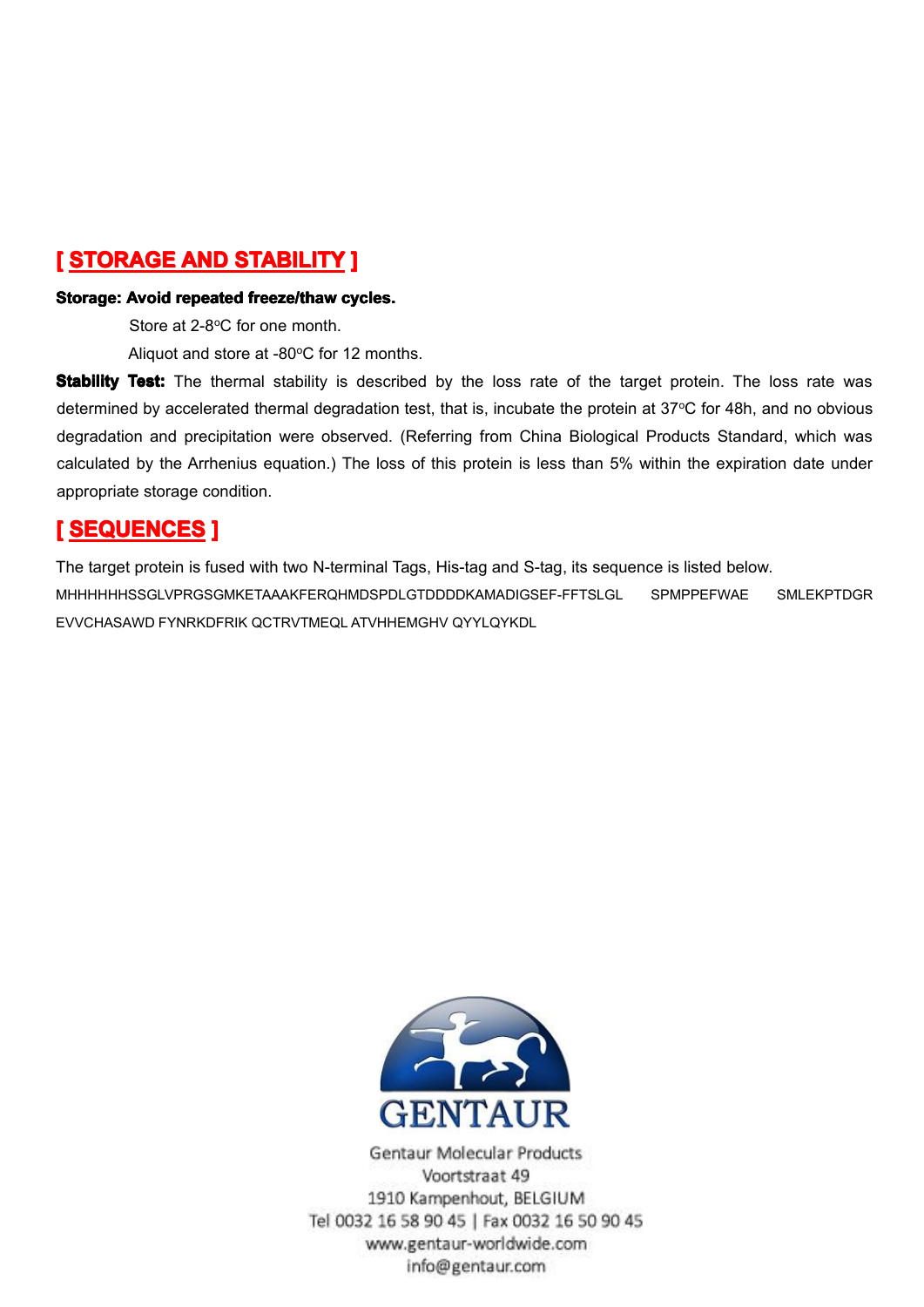## [ STORAGE AND STABILITY ]

**Storage: Avoid repeated freeze/thaw cycles.**

Store at 2-8°C for one month.

Aliquot and store at -80°C for 12 months.

**Stability Test:** The thermal stability is described by the loss rate of the target protein. The loss rate was determined by accelerated thermal degradation test, that is, incubate the protein at 37°C for 48h, and no obvious degradation and precipitation were observed. (Referring from China Biological Products Standard, which was calculated by the Arrhenius equation.) The loss of this protein is less than 5% within the expiration date under appropriate storage condition.

## [ SEQUENCES ]

The target protein is fused with two N-terminal Tags, His-tag and S-tag, its sequence is listed below.

MHHHHHHSSGLVPRGSGMKETAAAKFERQHMDSPDLGTDDDDKAMADIGSEF-FFTSLGL SPMPPEFWAE SMLEKPTDGR EVVCHASAWD FYNRKDFRIK QCTRVTMEQL ATVHHEMGHV QYYLQYKDL

GENTAUR

Gentaur Molecular Products
Voortstraat 49
1910 Kampenhout, BELGIUM
Tel 0032 16 58 90 45 | Fax 0032 16 50 90 45
www.gentaur-worldwide.com
info@gentaur.com